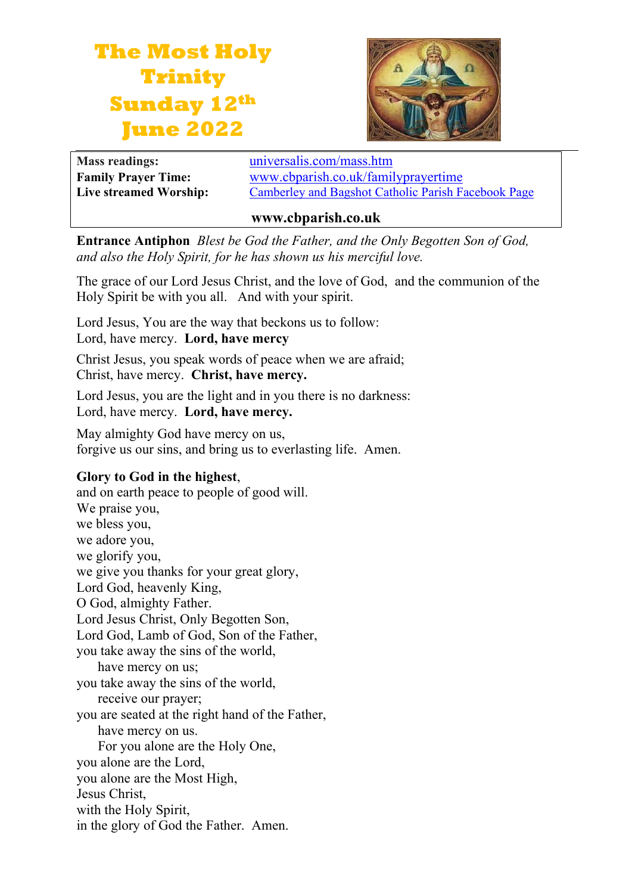# The Most Holy Trinity Sunday 12th June 2022

| | |
|---|---|
| **Mass readings:** | universalis.com/mass.htm |
| **Family Prayer Time:** | www.cbparish.co.uk/familyprayertime |
| **Live streamed Worship:** | Camberley and Bagshot Catholic Parish Facebook Page |

**www.cbparish.co.uk**

**Entrance Antiphon** *Blest be God the Father, and the Only Begotten Son of God, and also the Holy Spirit, for he has shown us his merciful love.*

The grace of our Lord Jesus Christ, and the love of God, and the communion of the Holy Spirit be with you all. And with your spirit.

Lord Jesus, You are the way that beckons us to follow:
Lord, have mercy. **Lord, have mercy**

Christ Jesus, you speak words of peace when we are afraid;
Christ, have mercy. **Christ, have mercy.**

Lord Jesus, you are the light and in you there is no darkness:
Lord, have mercy. **Lord, have mercy.**

May almighty God have mercy on us,
forgive us our sins, and bring us to everlasting life. Amen.

**Glory to God in the highest**,
and on earth peace to people of good will.
We praise you,
we bless you,
we adore you,
we glorify you,
we give you thanks for your great glory,
Lord God, heavenly King,
O God, almighty Father.
Lord Jesus Christ, Only Begotten Son,
Lord God, Lamb of God, Son of the Father,
you take away the sins of the world,
have mercy on us;
you take away the sins of the world,
receive our prayer;
you are seated at the right hand of the Father,
have mercy on us.
For you alone are the Holy One,
you alone are the Lord,
you alone are the Most High,
Jesus Christ,
with the Holy Spirit,
in the glory of God the Father. Amen.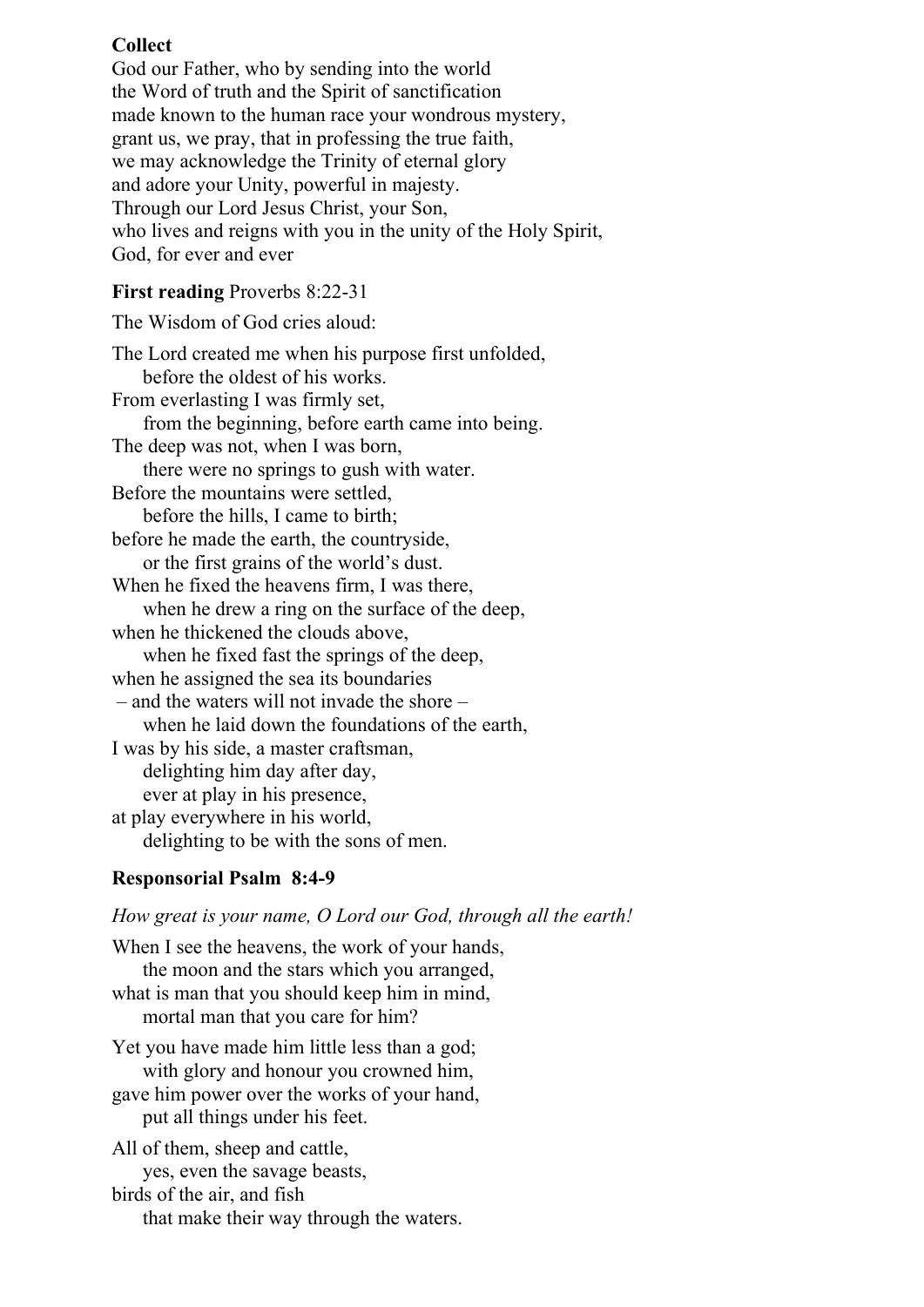**Collect**

God our Father, who by sending into the world
the Word of truth and the Spirit of sanctification
made known to the human race your wondrous mystery,
grant us, we pray, that in professing the true faith,
we may acknowledge the Trinity of eternal glory
and adore your Unity, powerful in majesty.
Through our Lord Jesus Christ, your Son,
who lives and reigns with you in the unity of the Holy Spirit,
God, for ever and ever

**First reading** Proverbs 8:22-31

The Wisdom of God cries aloud:

The Lord created me when his purpose first unfolded,
 before the oldest of his works.
From everlasting I was firmly set,
 from the beginning, before earth came into being.
The deep was not, when I was born,
 there were no springs to gush with water.
Before the mountains were settled,
 before the hills, I came to birth;
before he made the earth, the countryside,
 or the first grains of the world's dust.
When he fixed the heavens firm, I was there,
 when he drew a ring on the surface of the deep,
when he thickened the clouds above,
 when he fixed fast the springs of the deep,
when he assigned the sea its boundaries
 – and the waters will not invade the shore –
 when he laid down the foundations of the earth,
I was by his side, a master craftsman,
 delighting him day after day,
 ever at play in his presence,
at play everywhere in his world,
 delighting to be with the sons of men.

**Responsorial Psalm 8:4-9**

*How great is your name, O Lord our God, through all the earth!*

When I see the heavens, the work of your hands,
 the moon and the stars which you arranged,
what is man that you should keep him in mind,
 mortal man that you care for him?

Yet you have made him little less than a god;
 with glory and honour you crowned him,
gave him power over the works of your hand,
 put all things under his feet.

All of them, sheep and cattle,
 yes, even the savage beasts,
birds of the air, and fish
 that make their way through the waters.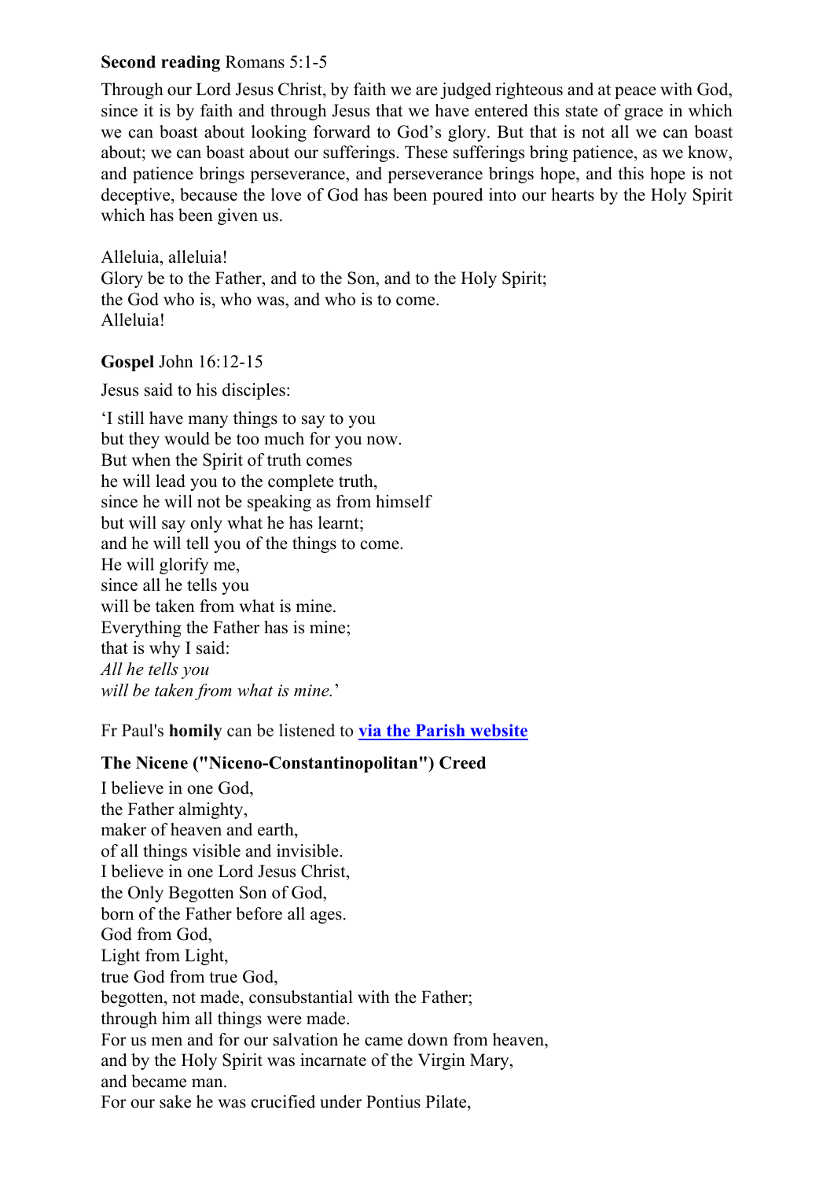**Second reading** Romans 5:1-5

Through our Lord Jesus Christ, by faith we are judged righteous and at peace with God, since it is by faith and through Jesus that we have entered this state of grace in which we can boast about looking forward to God's glory. But that is not all we can boast about; we can boast about our sufferings. These sufferings bring patience, as we know, and patience brings perseverance, and perseverance brings hope, and this hope is not deceptive, because the love of God has been poured into our hearts by the Holy Spirit which has been given us.

Alleluia, alleluia!  
Glory be to the Father, and to the Son, and to the Holy Spirit;  
the God who is, who was, and who is to come.  
Alleluia!

**Gospel** John 16:12-15

Jesus said to his disciples:

'I still have many things to say to you  
but they would be too much for you now.  
But when the Spirit of truth comes  
he will lead you to the complete truth,  
since he will not be speaking as from himself  
but will say only what he has learnt;  
and he will tell you of the things to come.  
He will glorify me,  
since all he tells you  
will be taken from what is mine.  
Everything the Father has is mine;  
that is why I said:  
*All he tells you*  
*will be taken from what is mine.*'

Fr Paul's **homily** can be listened to **via the Parish website**

**The Nicene ("Niceno-Constantinopolitan") Creed**

I believe in one God,  
the Father almighty,  
maker of heaven and earth,  
of all things visible and invisible.  
I believe in one Lord Jesus Christ,  
the Only Begotten Son of God,  
born of the Father before all ages.  
God from God,  
Light from Light,  
true God from true God,  
begotten, not made, consubstantial with the Father;  
through him all things were made.  
For us men and for our salvation he came down from heaven,  
and by the Holy Spirit was incarnate of the Virgin Mary,  
and became man.  
For our sake he was crucified under Pontius Pilate,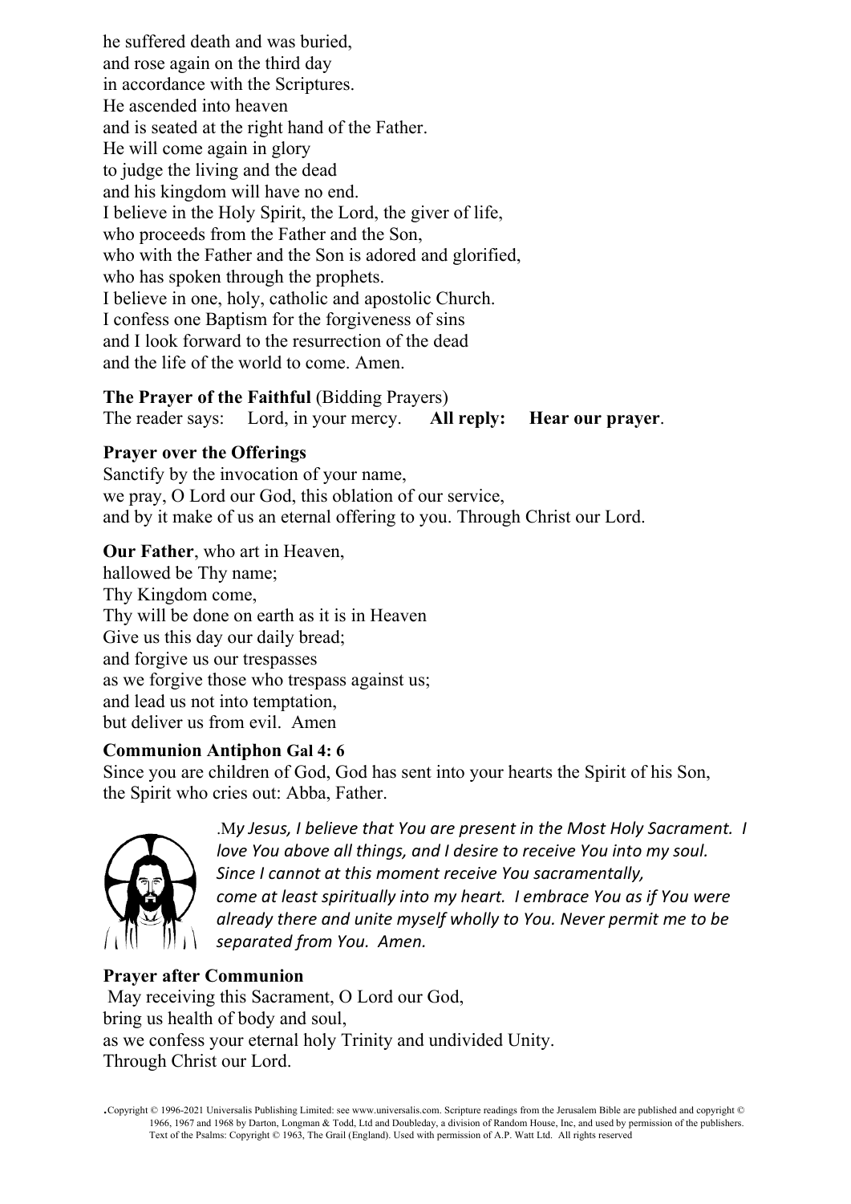he suffered death and was buried,
and rose again on the third day
in accordance with the Scriptures.
He ascended into heaven
and is seated at the right hand of the Father.
He will come again in glory
to judge the living and the dead
and his kingdom will have no end.
I believe in the Holy Spirit, the Lord, the giver of life,
who proceeds from the Father and the Son,
who with the Father and the Son is adored and glorified,
who has spoken through the prophets.
I believe in one, holy, catholic and apostolic Church.
I confess one Baptism for the forgiveness of sins
and I look forward to the resurrection of the dead
and the life of the world to come. Amen.

**The Prayer of the Faithful** (Bidding Prayers)
The reader says: Lord, in your mercy. **All reply: Hear our prayer**.

**Prayer over the Offerings**
Sanctify by the invocation of your name,
we pray, O Lord our God, this oblation of our service,
and by it make of us an eternal offering to you. Through Christ our Lord.

**Our Father**, who art in Heaven,
hallowed be Thy name;
Thy Kingdom come,
Thy will be done on earth as it is in Heaven
Give us this day our daily bread;
and forgive us our trespasses
as we forgive those who trespass against us;
and lead us not into temptation,
but deliver us from evil. Amen

**Communion Antiphon Gal 4: 6**
Since you are children of God, God has sent into your hearts the Spirit of his Son,
the Spirit who cries out: Abba, Father.

.M*y Jesus, I believe that You are present in the Most Holy Sacrament. I love You above all things, and I desire to receive You into my soul. Since I cannot at this moment receive You sacramentally, come at least spiritually into my heart. I embrace You as if You were already there and unite myself wholly to You. Never permit me to be separated from You. Amen.*

**Prayer after Communion**
May receiving this Sacrament, O Lord our God,
bring us health of body and soul,
as we confess your eternal holy Trinity and undivided Unity.
Through Christ our Lord.

.Copyright © 1996-2021 Universalis Publishing Limited: see www.universalis.com. Scripture readings from the Jerusalem Bible are published and copyright © 1966, 1967 and 1968 by Darton, Longman & Todd, Ltd and Doubleday, a division of Random House, Inc, and used by permission of the publishers. Text of the Psalms: Copyright © 1963, The Grail (England). Used with permission of A.P. Watt Ltd. All rights reserved